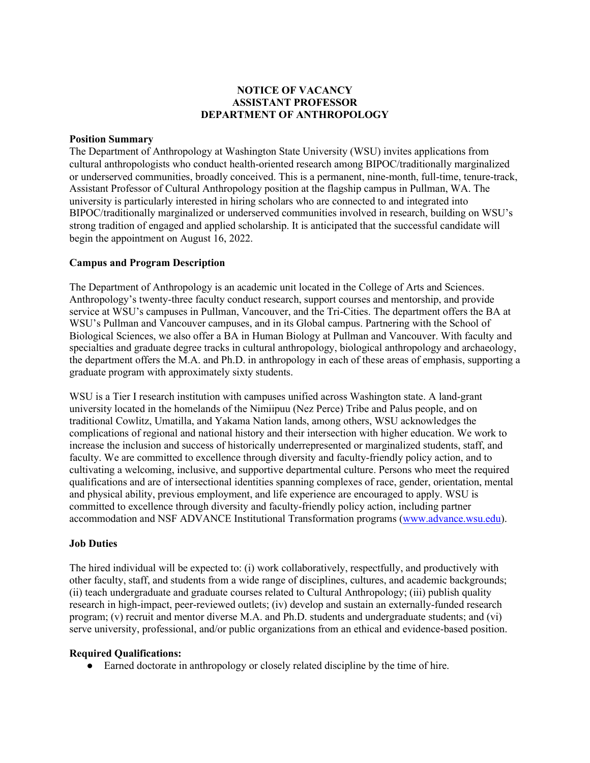**NOTICE OF VACANCY**
**ASSISTANT PROFESSOR**
**DEPARTMENT OF ANTHROPOLOGY**

**Position Summary**

The Department of Anthropology at Washington State University (WSU) invites applications from cultural anthropologists who conduct health-oriented research among BIPOC/traditionally marginalized or underserved communities, broadly conceived. This is a permanent, nine-month, full-time, tenure-track, Assistant Professor of Cultural Anthropology position at the flagship campus in Pullman, WA. The university is particularly interested in hiring scholars who are connected to and integrated into BIPOC/traditionally marginalized or underserved communities involved in research, building on WSU's strong tradition of engaged and applied scholarship. It is anticipated that the successful candidate will begin the appointment on August 16, 2022.

**Campus and Program Description**

The Department of Anthropology is an academic unit located in the College of Arts and Sciences. Anthropology's twenty-three faculty conduct research, support courses and mentorship, and provide service at WSU's campuses in Pullman, Vancouver, and the Tri-Cities. The department offers the BA at WSU's Pullman and Vancouver campuses, and in its Global campus. Partnering with the School of Biological Sciences, we also offer a BA in Human Biology at Pullman and Vancouver. With faculty and specialties and graduate degree tracks in cultural anthropology, biological anthropology and archaeology, the department offers the M.A. and Ph.D. in anthropology in each of these areas of emphasis, supporting a graduate program with approximately sixty students.

WSU is a Tier I research institution with campuses unified across Washington state. A land-grant university located in the homelands of the Nimiipuu (Nez Perce) Tribe and Palus people, and on traditional Cowlitz, Umatilla, and Yakama Nation lands, among others, WSU acknowledges the complications of regional and national history and their intersection with higher education. We work to increase the inclusion and success of historically underrepresented or marginalized students, staff, and faculty. We are committed to excellence through diversity and faculty-friendly policy action, and to cultivating a welcoming, inclusive, and supportive departmental culture. Persons who meet the required qualifications and are of intersectional identities spanning complexes of race, gender, orientation, mental and physical ability, previous employment, and life experience are encouraged to apply. WSU is committed to excellence through diversity and faculty-friendly policy action, including partner accommodation and NSF ADVANCE Institutional Transformation programs (www.advance.wsu.edu).

**Job Duties**

The hired individual will be expected to: (i) work collaboratively, respectfully, and productively with other faculty, staff, and students from a wide range of disciplines, cultures, and academic backgrounds; (ii) teach undergraduate and graduate courses related to Cultural Anthropology; (iii) publish quality research in high-impact, peer-reviewed outlets; (iv) develop and sustain an externally-funded research program; (v) recruit and mentor diverse M.A. and Ph.D. students and undergraduate students; and (vi) serve university, professional, and/or public organizations from an ethical and evidence-based position.

**Required Qualifications:**

- Earned doctorate in anthropology or closely related discipline by the time of hire.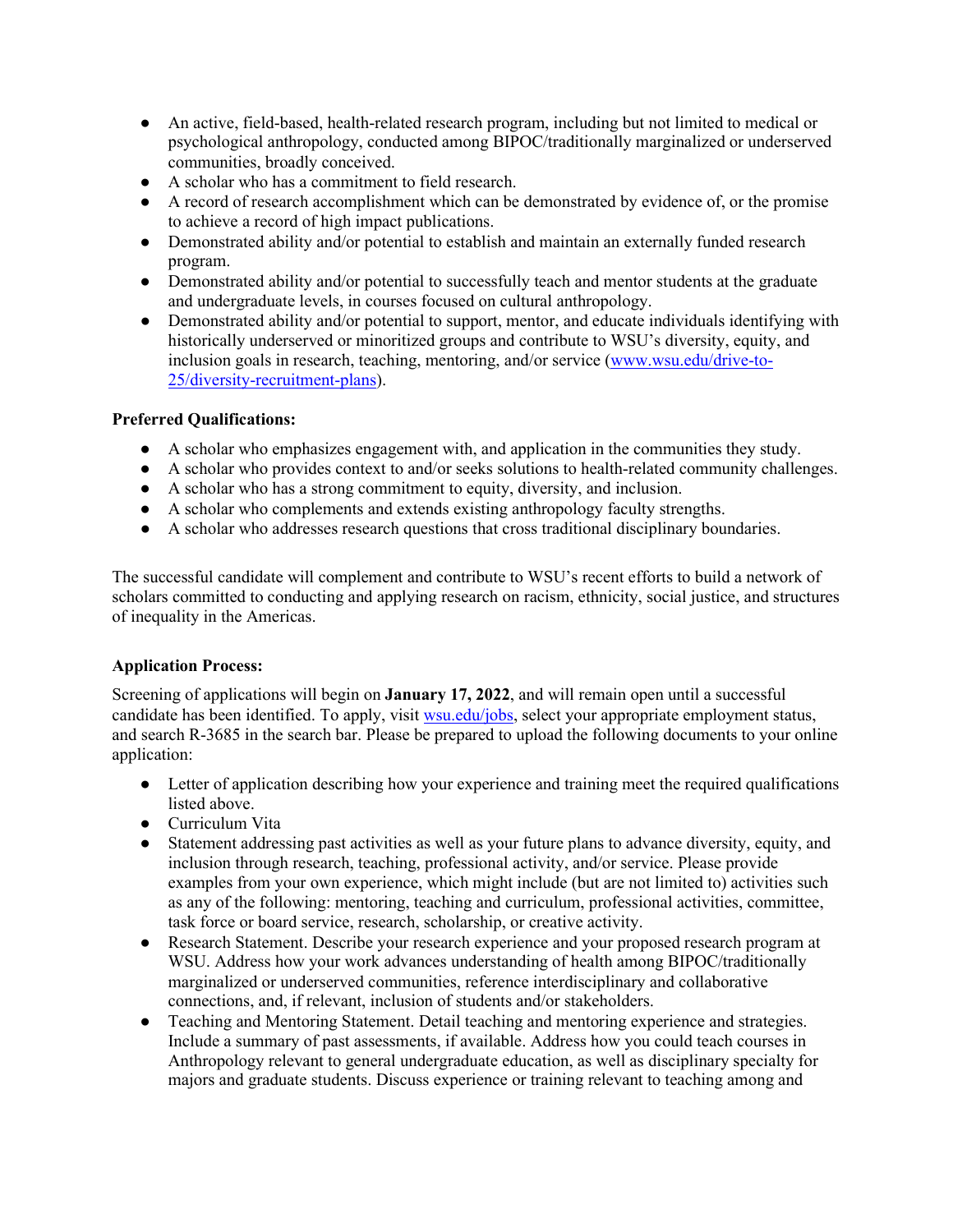- An active, field-based, health-related research program, including but not limited to medical or psychological anthropology, conducted among BIPOC/traditionally marginalized or underserved communities, broadly conceived.
- A scholar who has a commitment to field research.
- A record of research accomplishment which can be demonstrated by evidence of, or the promise to achieve a record of high impact publications.
- Demonstrated ability and/or potential to establish and maintain an externally funded research program.
- Demonstrated ability and/or potential to successfully teach and mentor students at the graduate and undergraduate levels, in courses focused on cultural anthropology.
- Demonstrated ability and/or potential to support, mentor, and educate individuals identifying with historically underserved or minoritized groups and contribute to WSU's diversity, equity, and inclusion goals in research, teaching, mentoring, and/or service ([www.wsu.edu/drive-to-25/diversity-recruitment-plans](www.wsu.edu/drive-to-25/diversity-recruitment-plans)).

**Preferred Qualifications:**

- A scholar who emphasizes engagement with, and application in the communities they study.
- A scholar who provides context to and/or seeks solutions to health-related community challenges.
- A scholar who has a strong commitment to equity, diversity, and inclusion.
- A scholar who complements and extends existing anthropology faculty strengths.
- A scholar who addresses research questions that cross traditional disciplinary boundaries.

The successful candidate will complement and contribute to WSU's recent efforts to build a network of scholars committed to conducting and applying research on racism, ethnicity, social justice, and structures of inequality in the Americas.

**Application Process:**

Screening of applications will begin on **January 17, 2022**, and will remain open until a successful candidate has been identified. To apply, visit [wsu.edu/jobs](wsu.edu/jobs), select your appropriate employment status, and search R-3685 in the search bar. Please be prepared to upload the following documents to your online application:

- Letter of application describing how your experience and training meet the required qualifications listed above.
- Curriculum Vita
- Statement addressing past activities as well as your future plans to advance diversity, equity, and inclusion through research, teaching, professional activity, and/or service. Please provide examples from your own experience, which might include (but are not limited to) activities such as any of the following: mentoring, teaching and curriculum, professional activities, committee, task force or board service, research, scholarship, or creative activity.
- Research Statement. Describe your research experience and your proposed research program at WSU. Address how your work advances understanding of health among BIPOC/traditionally marginalized or underserved communities, reference interdisciplinary and collaborative connections, and, if relevant, inclusion of students and/or stakeholders.
- Teaching and Mentoring Statement. Detail teaching and mentoring experience and strategies. Include a summary of past assessments, if available. Address how you could teach courses in Anthropology relevant to general undergraduate education, as well as disciplinary specialty for majors and graduate students. Discuss experience or training relevant to teaching among and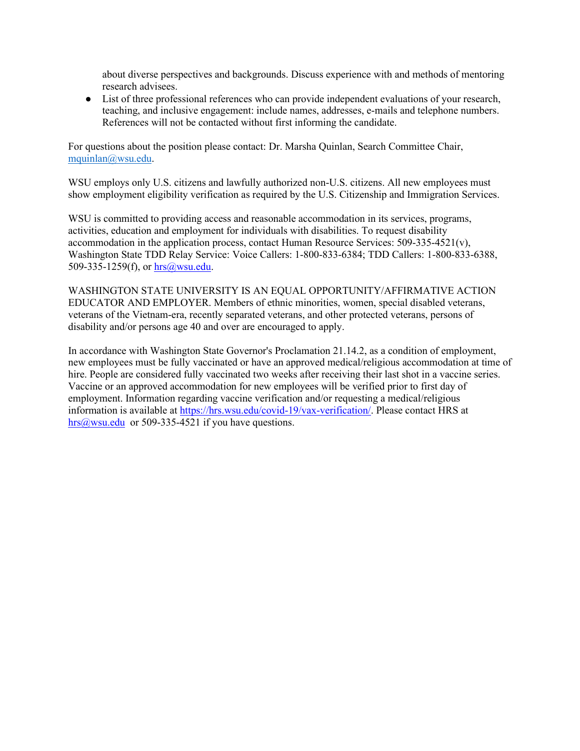about diverse perspectives and backgrounds. Discuss experience with and methods of mentoring research advisees.

- List of three professional references who can provide independent evaluations of your research, teaching, and inclusive engagement: include names, addresses, e-mails and telephone numbers. References will not be contacted without first informing the candidate.

For questions about the position please contact: Dr. Marsha Quinlan, Search Committee Chair, mquinlan@wsu.edu.

WSU employs only U.S. citizens and lawfully authorized non-U.S. citizens. All new employees must show employment eligibility verification as required by the U.S. Citizenship and Immigration Services.

WSU is committed to providing access and reasonable accommodation in its services, programs, activities, education and employment for individuals with disabilities. To request disability accommodation in the application process, contact Human Resource Services: 509-335-4521(v), Washington State TDD Relay Service: Voice Callers: 1-800-833-6384; TDD Callers: 1-800-833-6388, 509-335-1259(f), or hrs@wsu.edu.

WASHINGTON STATE UNIVERSITY IS AN EQUAL OPPORTUNITY/AFFIRMATIVE ACTION EDUCATOR AND EMPLOYER. Members of ethnic minorities, women, special disabled veterans, veterans of the Vietnam-era, recently separated veterans, and other protected veterans, persons of disability and/or persons age 40 and over are encouraged to apply.

In accordance with Washington State Governor's Proclamation 21.14.2, as a condition of employment, new employees must be fully vaccinated or have an approved medical/religious accommodation at time of hire. People are considered fully vaccinated two weeks after receiving their last shot in a vaccine series. Vaccine or an approved accommodation for new employees will be verified prior to first day of employment. Information regarding vaccine verification and/or requesting a medical/religious information is available at https://hrs.wsu.edu/covid-19/vax-verification/. Please contact HRS at hrs@wsu.edu or 509-335-4521 if you have questions.